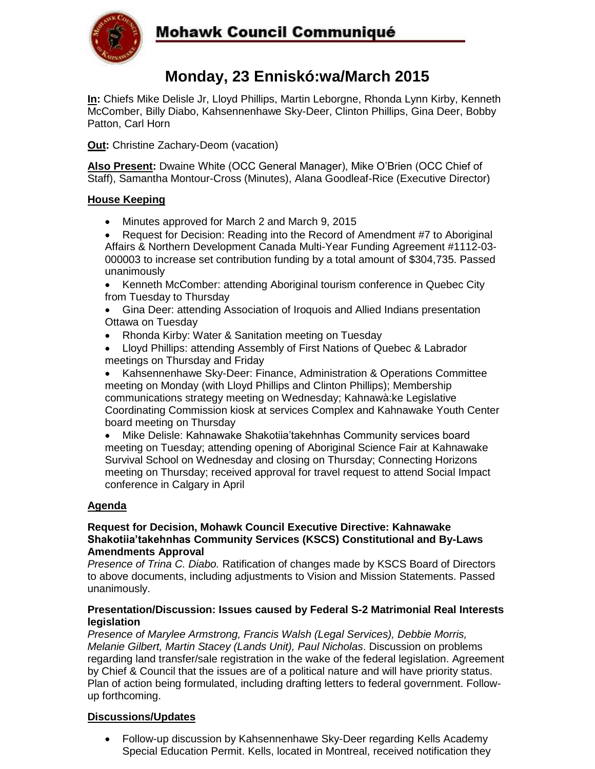# Mohawk Council Communiqué

# Monday, 23 Enniskó:wa/March 2015

**In:** Chiefs Mike Delisle Jr, Lloyd Phillips, Martin Leborgne, Rhonda Lynn Kirby, Kenneth McComber, Billy Diabo, Kahsennenhawe Sky-Deer, Clinton Phillips, Gina Deer, Bobby Patton, Carl Horn

**Out:** Christine Zachary-Deom (vacation)

**Also Present:** Dwaine White (OCC General Manager), Mike O'Brien (OCC Chief of Staff), Samantha Montour-Cross (Minutes), Alana Goodleaf-Rice (Executive Director)

## House Keeping

- Minutes approved for March 2 and March 9, 2015
- Request for Decision: Reading into the Record of Amendment #7 to Aboriginal Affairs & Northern Development Canada Multi-Year Funding Agreement #1112-03-000003 to increase set contribution funding by a total amount of $304,735. Passed unanimously
- Kenneth McComber: attending Aboriginal tourism conference in Quebec City from Tuesday to Thursday
- Gina Deer: attending Association of Iroquois and Allied Indians presentation Ottawa on Tuesday
- Rhonda Kirby: Water & Sanitation meeting on Tuesday
- Lloyd Phillips: attending Assembly of First Nations of Quebec & Labrador meetings on Thursday and Friday
- Kahsennenhawe Sky-Deer: Finance, Administration & Operations Committee meeting on Monday (with Lloyd Phillips and Clinton Phillips); Membership communications strategy meeting on Wednesday; Kahnawà:ke Legislative Coordinating Commission kiosk at services Complex and Kahnawake Youth Center board meeting on Thursday
- Mike Delisle: Kahnawake Shakotiia'takehnhas Community services board meeting on Tuesday; attending opening of Aboriginal Science Fair at Kahnawake Survival School on Wednesday and closing on Thursday; Connecting Horizons meeting on Thursday; received approval for travel request to attend Social Impact conference in Calgary in April

## Agenda

### Request for Decision, Mohawk Council Executive Directive: Kahnawake Shakotiia'takehnhas Community Services (KSCS) Constitutional and By-Laws Amendments Approval

*Presence of Trina C. Diabo.* Ratification of changes made by KSCS Board of Directors to above documents, including adjustments to Vision and Mission Statements. Passed unanimously.

### Presentation/Discussion: Issues caused by Federal S-2 Matrimonial Real Interests legislation

*Presence of Marylee Armstrong, Francis Walsh (Legal Services), Debbie Morris, Melanie Gilbert, Martin Stacey (Lands Unit), Paul Nicholas*. Discussion on problems regarding land transfer/sale registration in the wake of the federal legislation. Agreement by Chief & Council that the issues are of a political nature and will have priority status. Plan of action being formulated, including drafting letters to federal government. Follow-up forthcoming.

## Discussions/Updates

- Follow-up discussion by Kahsennenhawe Sky-Deer regarding Kells Academy Special Education Permit. Kells, located in Montreal, received notification they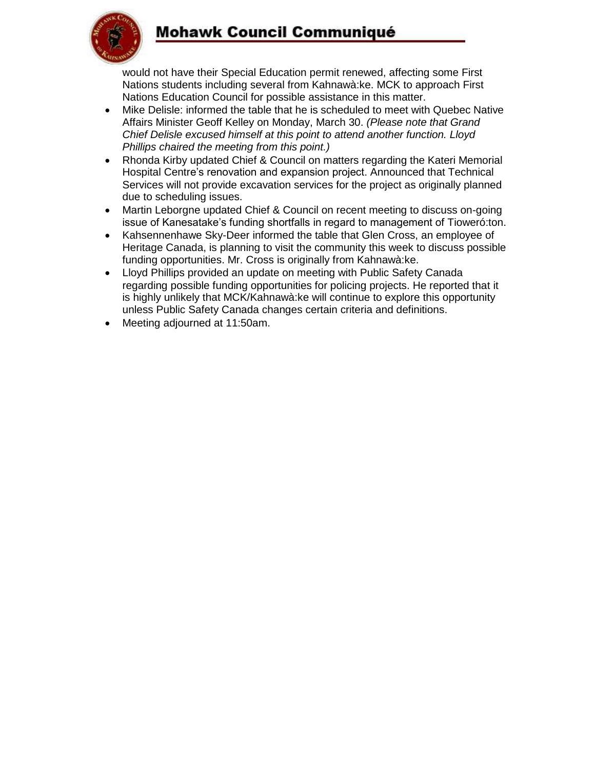would not have their Special Education permit renewed, affecting some First Nations students including several from Kahnawà:ke. MCK to approach First Nations Education Council for possible assistance in this matter.

- Mike Delisle: informed the table that he is scheduled to meet with Quebec Native Affairs Minister Geoff Kelley on Monday, March 30. *(Please note that Grand Chief Delisle excused himself at this point to attend another function. Lloyd Phillips chaired the meeting from this point.)*
- Rhonda Kirby updated Chief & Council on matters regarding the Kateri Memorial Hospital Centre's renovation and expansion project. Announced that Technical Services will not provide excavation services for the project as originally planned due to scheduling issues.
- Martin Leborgne updated Chief & Council on recent meeting to discuss on-going issue of Kanesatake's funding shortfalls in regard to management of Tioweró:ton.
- Kahsennenhawe Sky-Deer informed the table that Glen Cross, an employee of Heritage Canada, is planning to visit the community this week to discuss possible funding opportunities. Mr. Cross is originally from Kahnawà:ke.
- Lloyd Phillips provided an update on meeting with Public Safety Canada regarding possible funding opportunities for policing projects. He reported that it is highly unlikely that MCK/Kahnawà:ke will continue to explore this opportunity unless Public Safety Canada changes certain criteria and definitions.
- Meeting adjourned at 11:50am.